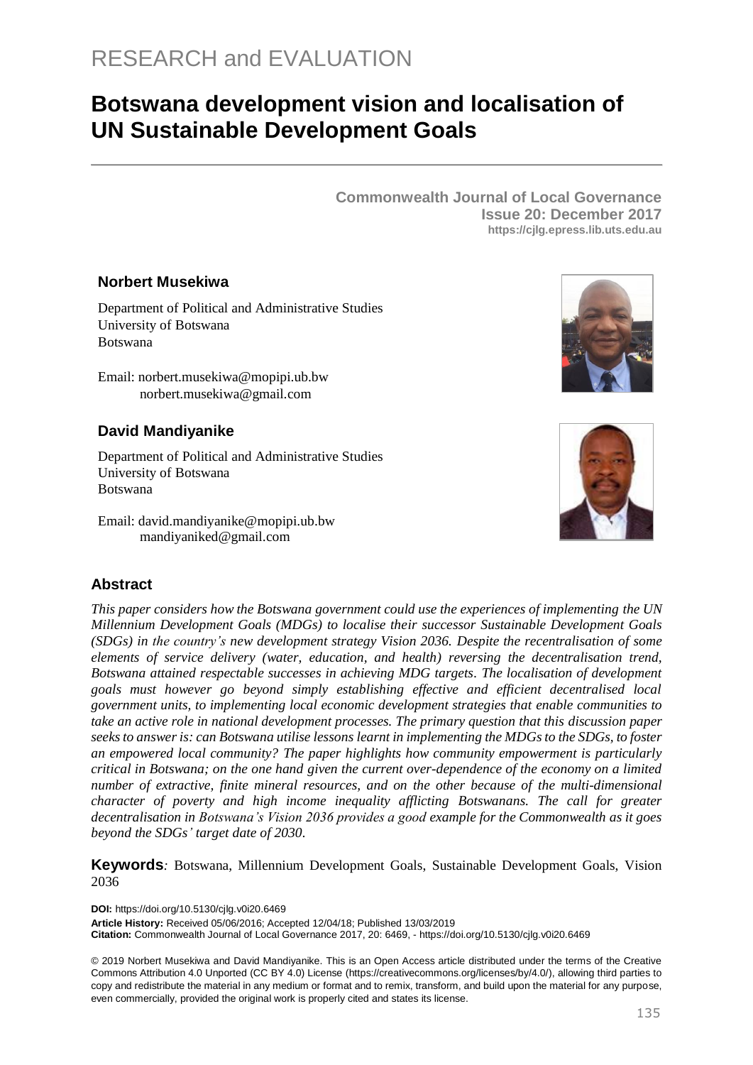RESEARCH and EVALUATION

# Botswana development vision and localisation of UN Sustainable Development Goals

**Commonwealth Journal of Local Governance**
**Issue 20: December 2017**
**https://cjlg.epress.lib.uts.edu.au**

### Norbert Musekiwa

Department of Political and Administrative Studies
University of Botswana
Botswana

Email: norbert.musekiwa@mopipi.ub.bw
norbert.musekiwa@gmail.com

### David Mandiyanike

Department of Political and Administrative Studies
University of Botswana
Botswana

Email: david.mandiyanike@mopipi.ub.bw
mandiyaniked@gmail.com

## Abstract

*This paper considers how the Botswana government could use the experiences of implementing the UN Millennium Development Goals (MDGs) to localise their successor Sustainable Development Goals (SDGs) in the country's new development strategy Vision 2036. Despite the recentralisation of some elements of service delivery (water, education, and health) reversing the decentralisation trend, Botswana attained respectable successes in achieving MDG targets. The localisation of development goals must however go beyond simply establishing effective and efficient decentralised local government units, to implementing local economic development strategies that enable communities to take an active role in national development processes. The primary question that this discussion paper seeks to answer is: can Botswana utilise lessons learnt in implementing the MDGs to the SDGs, to foster an empowered local community? The paper highlights how community empowerment is particularly critical in Botswana; on the one hand given the current over-dependence of the economy on a limited number of extractive, finite mineral resources, and on the other because of the multi-dimensional character of poverty and high income inequality afflicting Botswanans. The call for greater decentralisation in Botswana's Vision 2036 provides a good example for the Commonwealth as it goes beyond the SDGs' target date of 2030.*

**Keywords***:* Botswana, Millennium Development Goals, Sustainable Development Goals, Vision 2036

**DOI:** https://doi.org/10.5130/cjlg.v0i20.6469
**Article History:** Received 05/06/2016; Accepted 12/04/18; Published 13/03/2019
**Citation:** Commonwealth Journal of Local Governance 2017, 20: 6469, - https://doi.org/10.5130/cjlg.v0i20.6469

© 2019 Norbert Musekiwa and David Mandiyanike. This is an Open Access article distributed under the terms of the Creative Commons Attribution 4.0 Unported (CC BY 4.0) License (https://creativecommons.org/licenses/by/4.0/), allowing third parties to copy and redistribute the material in any medium or format and to remix, transform, and build upon the material for any purpose, even commercially, provided the original work is properly cited and states its license.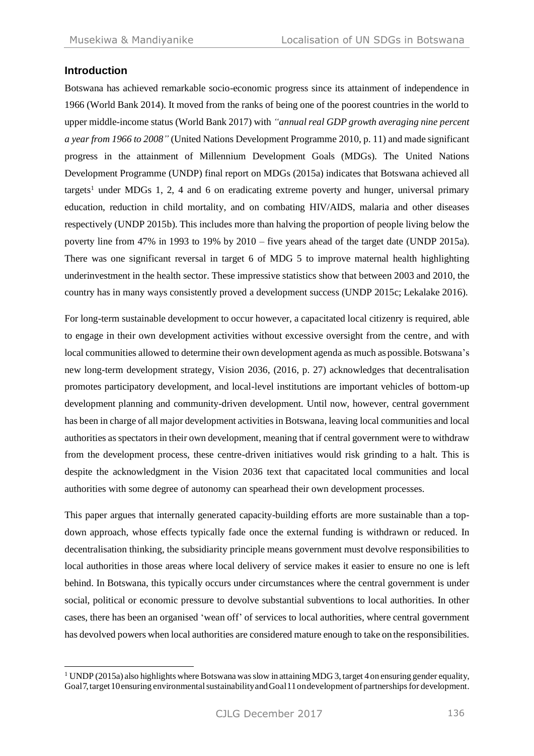## Introduction

Botswana has achieved remarkable socio-economic progress since its attainment of independence in 1966 (World Bank 2014). It moved from the ranks of being one of the poorest countries in the world to upper middle-income status (World Bank 2017) with *"annual real GDP growth averaging nine percent a year from 1966 to 2008"* (United Nations Development Programme 2010, p. 11) and made significant progress in the attainment of Millennium Development Goals (MDGs). The United Nations Development Programme (UNDP) final report on MDGs (2015a) indicates that Botswana achieved all targets[1] under MDGs 1, 2, 4 and 6 on eradicating extreme poverty and hunger, universal primary education, reduction in child mortality, and on combating HIV/AIDS, malaria and other diseases respectively (UNDP 2015b). This includes more than halving the proportion of people living below the poverty line from 47% in 1993 to 19% by 2010 – five years ahead of the target date (UNDP 2015a). There was one significant reversal in target 6 of MDG 5 to improve maternal health highlighting underinvestment in the health sector. These impressive statistics show that between 2003 and 2010, the country has in many ways consistently proved a development success (UNDP 2015c; Lekalake 2016).

For long-term sustainable development to occur however, a capacitated local citizenry is required, able to engage in their own development activities without excessive oversight from the centre, and with local communities allowed to determine their own development agenda as much as possible. Botswana's new long-term development strategy, Vision 2036, (2016, p. 27) acknowledges that decentralisation promotes participatory development, and local-level institutions are important vehicles of bottom-up development planning and community-driven development. Until now, however, central government has been in charge of all major development activities in Botswana, leaving local communities and local authorities as spectators in their own development, meaning that if central government were to withdraw from the development process, these centre-driven initiatives would risk grinding to a halt. This is despite the acknowledgment in the Vision 2036 text that capacitated local communities and local authorities with some degree of autonomy can spearhead their own development processes.

This paper argues that internally generated capacity-building efforts are more sustainable than a top-down approach, whose effects typically fade once the external funding is withdrawn or reduced. In decentralisation thinking, the subsidiarity principle means government must devolve responsibilities to local authorities in those areas where local delivery of service makes it easier to ensure no one is left behind. In Botswana, this typically occurs under circumstances where the central government is under social, political or economic pressure to devolve substantial subventions to local authorities. In other cases, there has been an organised 'wean off' of services to local authorities, where central government has devolved powers when local authorities are considered mature enough to take on the responsibilities.

[1] UNDP (2015a) also highlights where Botswana was slow in attaining MDG 3, target 4 on ensuring gender equality, Goal 7, target 10 ensuring environmental sustainability and Goal 11 on development of partnerships for development.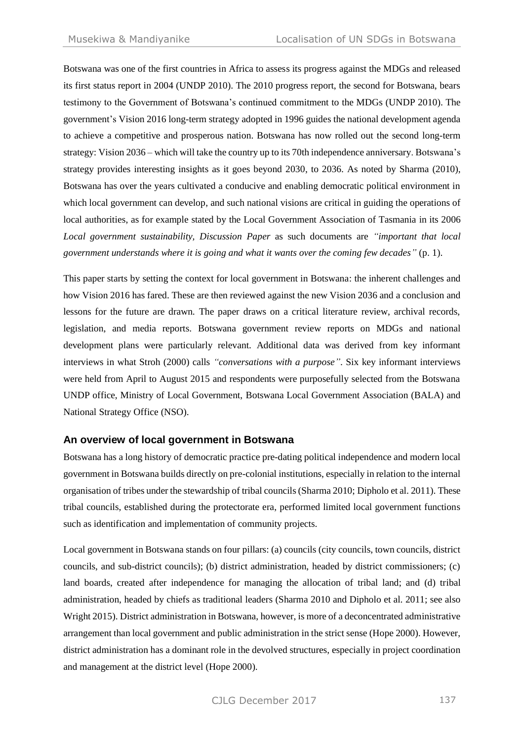Botswana was one of the first countries in Africa to assess its progress against the MDGs and released its first status report in 2004 (UNDP 2010). The 2010 progress report, the second for Botswana, bears testimony to the Government of Botswana's continued commitment to the MDGs (UNDP 2010). The government's Vision 2016 long-term strategy adopted in 1996 guides the national development agenda to achieve a competitive and prosperous nation. Botswana has now rolled out the second long-term strategy: Vision 2036 – which will take the country up to its 70th independence anniversary. Botswana's strategy provides interesting insights as it goes beyond 2030, to 2036. As noted by Sharma (2010), Botswana has over the years cultivated a conducive and enabling democratic political environment in which local government can develop, and such national visions are critical in guiding the operations of local authorities, as for example stated by the Local Government Association of Tasmania in its 2006 *Local government sustainability, Discussion Paper* as such documents are *"important that local government understands where it is going and what it wants over the coming few decades"* (p. 1).

This paper starts by setting the context for local government in Botswana: the inherent challenges and how Vision 2016 has fared. These are then reviewed against the new Vision 2036 and a conclusion and lessons for the future are drawn. The paper draws on a critical literature review, archival records, legislation, and media reports. Botswana government review reports on MDGs and national development plans were particularly relevant. Additional data was derived from key informant interviews in what Stroh (2000) calls *"conversations with a purpose"*. Six key informant interviews were held from April to August 2015 and respondents were purposefully selected from the Botswana UNDP office, Ministry of Local Government, Botswana Local Government Association (BALA) and National Strategy Office (NSO).

## An overview of local government in Botswana

Botswana has a long history of democratic practice pre-dating political independence and modern local government in Botswana builds directly on pre-colonial institutions, especially in relation to the internal organisation of tribes under the stewardship of tribal councils (Sharma 2010; Dipholo et al. 2011). These tribal councils, established during the protectorate era, performed limited local government functions such as identification and implementation of community projects.

Local government in Botswana stands on four pillars: (a) councils (city councils, town councils, district councils, and sub-district councils); (b) district administration, headed by district commissioners; (c) land boards, created after independence for managing the allocation of tribal land; and (d) tribal administration, headed by chiefs as traditional leaders (Sharma 2010 and Dipholo et al. 2011; see also Wright 2015). District administration in Botswana, however, is more of a deconcentrated administrative arrangement than local government and public administration in the strict sense (Hope 2000). However, district administration has a dominant role in the devolved structures, especially in project coordination and management at the district level (Hope 2000).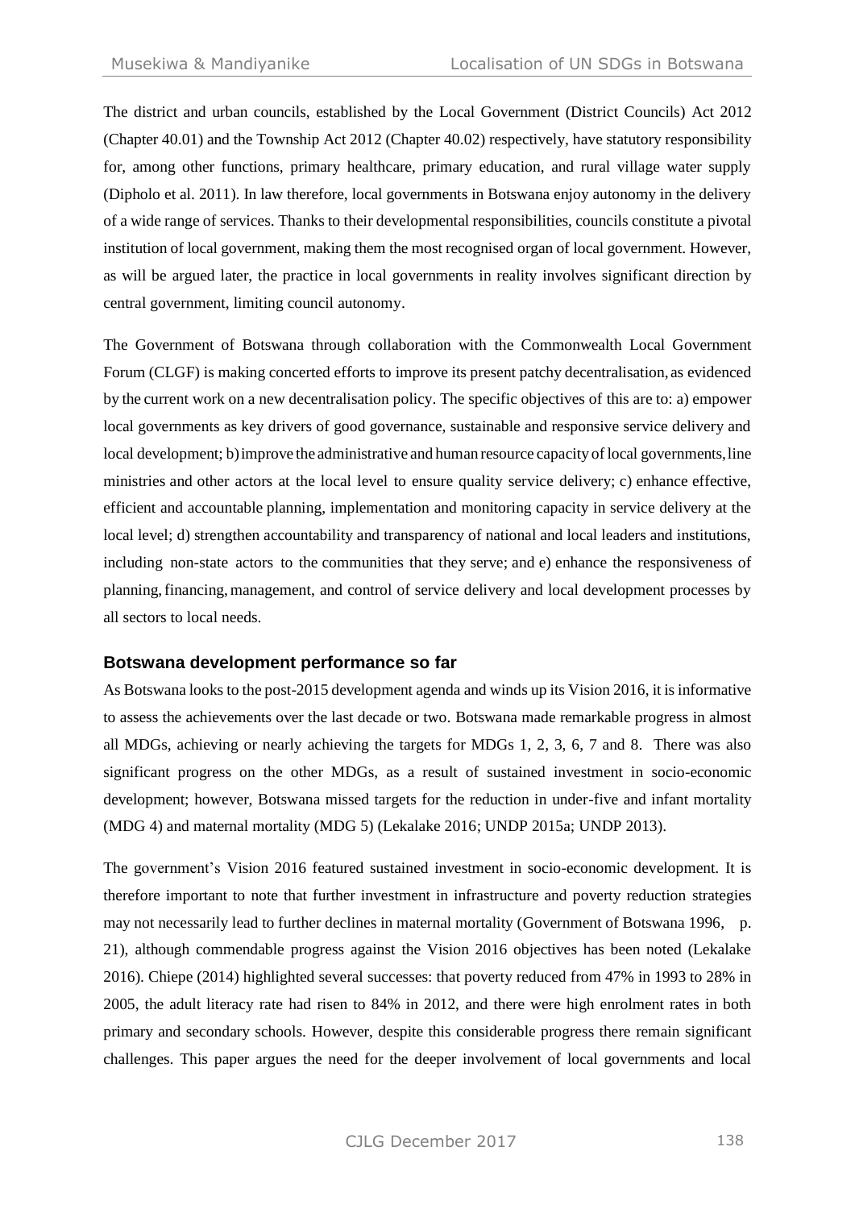The district and urban councils, established by the Local Government (District Councils) Act 2012 (Chapter 40.01) and the Township Act 2012 (Chapter 40.02) respectively, have statutory responsibility for, among other functions, primary healthcare, primary education, and rural village water supply (Dipholo et al. 2011). In law therefore, local governments in Botswana enjoy autonomy in the delivery of a wide range of services. Thanks to their developmental responsibilities, councils constitute a pivotal institution of local government, making them the most recognised organ of local government. However, as will be argued later, the practice in local governments in reality involves significant direction by central government, limiting council autonomy.

The Government of Botswana through collaboration with the Commonwealth Local Government Forum (CLGF) is making concerted efforts to improve its present patchy decentralisation, as evidenced by the current work on a new decentralisation policy. The specific objectives of this are to: a) empower local governments as key drivers of good governance, sustainable and responsive service delivery and local development; b) improve the administrative and human resource capacity of local governments, line ministries and other actors at the local level to ensure quality service delivery; c) enhance effective, efficient and accountable planning, implementation and monitoring capacity in service delivery at the local level; d) strengthen accountability and transparency of national and local leaders and institutions, including non-state actors to the communities that they serve; and e) enhance the responsiveness of planning, financing, management, and control of service delivery and local development processes by all sectors to local needs.

## Botswana development performance so far

As Botswana looks to the post-2015 development agenda and winds up its Vision 2016, it is informative to assess the achievements over the last decade or two. Botswana made remarkable progress in almost all MDGs, achieving or nearly achieving the targets for MDGs 1, 2, 3, 6, 7 and 8. There was also significant progress on the other MDGs, as a result of sustained investment in socio-economic development; however, Botswana missed targets for the reduction in under-five and infant mortality (MDG 4) and maternal mortality (MDG 5) (Lekalake 2016; UNDP 2015a; UNDP 2013).

The government's Vision 2016 featured sustained investment in socio-economic development. It is therefore important to note that further investment in infrastructure and poverty reduction strategies may not necessarily lead to further declines in maternal mortality (Government of Botswana 1996, p. 21), although commendable progress against the Vision 2016 objectives has been noted (Lekalake 2016). Chiepe (2014) highlighted several successes: that poverty reduced from 47% in 1993 to 28% in 2005, the adult literacy rate had risen to 84% in 2012, and there were high enrolment rates in both primary and secondary schools. However, despite this considerable progress there remain significant challenges. This paper argues the need for the deeper involvement of local governments and local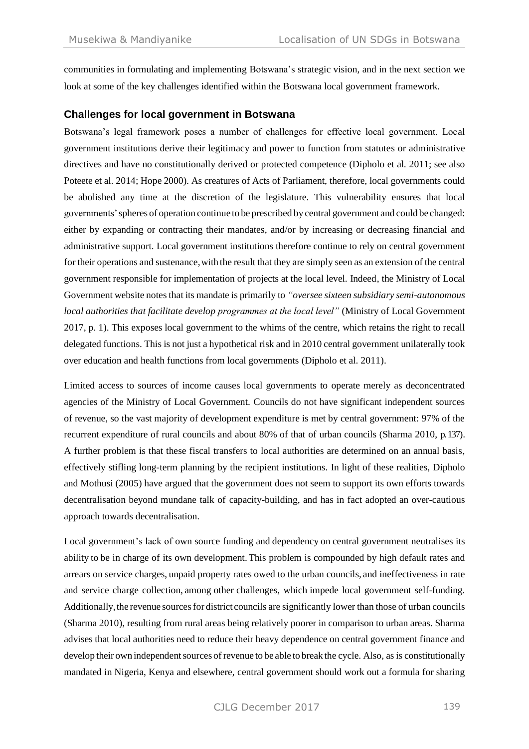communities in formulating and implementing Botswana's strategic vision, and in the next section we look at some of the key challenges identified within the Botswana local government framework.

## Challenges for local government in Botswana

Botswana's legal framework poses a number of challenges for effective local government. Local government institutions derive their legitimacy and power to function from statutes or administrative directives and have no constitutionally derived or protected competence (Dipholo et al. 2011; see also Poteete et al. 2014; Hope 2000). As creatures of Acts of Parliament, therefore, local governments could be abolished any time at the discretion of the legislature. This vulnerability ensures that local governments' spheres of operation continue to be prescribed by central government and could be changed: either by expanding or contracting their mandates, and/or by increasing or decreasing financial and administrative support. Local government institutions therefore continue to rely on central government for their operations and sustenance, with the result that they are simply seen as an extension of the central government responsible for implementation of projects at the local level. Indeed, the Ministry of Local Government website notes that its mandate is primarily to *"oversee sixteen subsidiary semi-autonomous local authorities that facilitate develop programmes at the local level"* (Ministry of Local Government 2017, p. 1). This exposes local government to the whims of the centre, which retains the right to recall delegated functions. This is not just a hypothetical risk and in 2010 central government unilaterally took over education and health functions from local governments (Dipholo et al. 2011).

Limited access to sources of income causes local governments to operate merely as deconcentrated agencies of the Ministry of Local Government. Councils do not have significant independent sources of revenue, so the vast majority of development expenditure is met by central government: 97% of the recurrent expenditure of rural councils and about 80% of that of urban councils (Sharma 2010, p.137). A further problem is that these fiscal transfers to local authorities are determined on an annual basis, effectively stifling long-term planning by the recipient institutions. In light of these realities, Dipholo and Mothusi (2005) have argued that the government does not seem to support its own efforts towards decentralisation beyond mundane talk of capacity-building, and has in fact adopted an over-cautious approach towards decentralisation.

Local government's lack of own source funding and dependency on central government neutralises its ability to be in charge of its own development. This problem is compounded by high default rates and arrears on service charges, unpaid property rates owed to the urban councils, and ineffectiveness in rate and service charge collection, among other challenges, which impede local government self-funding. Additionally, the revenue sources for district councils are significantly lower than those of urban councils (Sharma 2010), resulting from rural areas being relatively poorer in comparison to urban areas. Sharma advises that local authorities need to reduce their heavy dependence on central government finance and develop their own independent sources of revenue to be able to break the cycle. Also, as is constitutionally mandated in Nigeria, Kenya and elsewhere, central government should work out a formula for sharing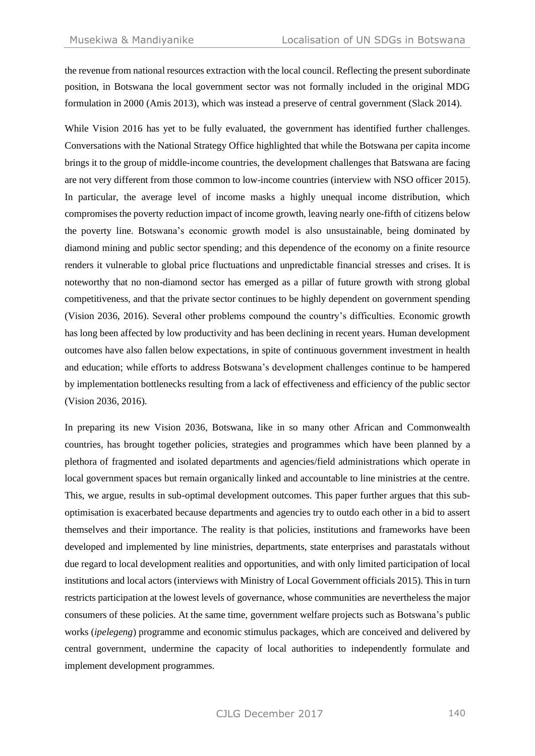the revenue from national resources extraction with the local council. Reflecting the present subordinate position, in Botswana the local government sector was not formally included in the original MDG formulation in 2000 (Amis 2013), which was instead a preserve of central government (Slack 2014).

While Vision 2016 has yet to be fully evaluated, the government has identified further challenges. Conversations with the National Strategy Office highlighted that while the Botswana per capita income brings it to the group of middle-income countries, the development challenges that Batswana are facing are not very different from those common to low-income countries (interview with NSO officer 2015). In particular, the average level of income masks a highly unequal income distribution, which compromises the poverty reduction impact of income growth, leaving nearly one-fifth of citizens below the poverty line. Botswana's economic growth model is also unsustainable, being dominated by diamond mining and public sector spending; and this dependence of the economy on a finite resource renders it vulnerable to global price fluctuations and unpredictable financial stresses and crises. It is noteworthy that no non-diamond sector has emerged as a pillar of future growth with strong global competitiveness, and that the private sector continues to be highly dependent on government spending (Vision 2036, 2016). Several other problems compound the country's difficulties. Economic growth has long been affected by low productivity and has been declining in recent years. Human development outcomes have also fallen below expectations, in spite of continuous government investment in health and education; while efforts to address Botswana's development challenges continue to be hampered by implementation bottlenecks resulting from a lack of effectiveness and efficiency of the public sector (Vision 2036, 2016).

In preparing its new Vision 2036, Botswana, like in so many other African and Commonwealth countries, has brought together policies, strategies and programmes which have been planned by a plethora of fragmented and isolated departments and agencies/field administrations which operate in local government spaces but remain organically linked and accountable to line ministries at the centre. This, we argue, results in sub-optimal development outcomes. This paper further argues that this sub-optimisation is exacerbated because departments and agencies try to outdo each other in a bid to assert themselves and their importance. The reality is that policies, institutions and frameworks have been developed and implemented by line ministries, departments, state enterprises and parastatals without due regard to local development realities and opportunities, and with only limited participation of local institutions and local actors (interviews with Ministry of Local Government officials 2015). This in turn restricts participation at the lowest levels of governance, whose communities are nevertheless the major consumers of these policies. At the same time, government welfare projects such as Botswana's public works (*ipelegeng*) programme and economic stimulus packages, which are conceived and delivered by central government, undermine the capacity of local authorities to independently formulate and implement development programmes.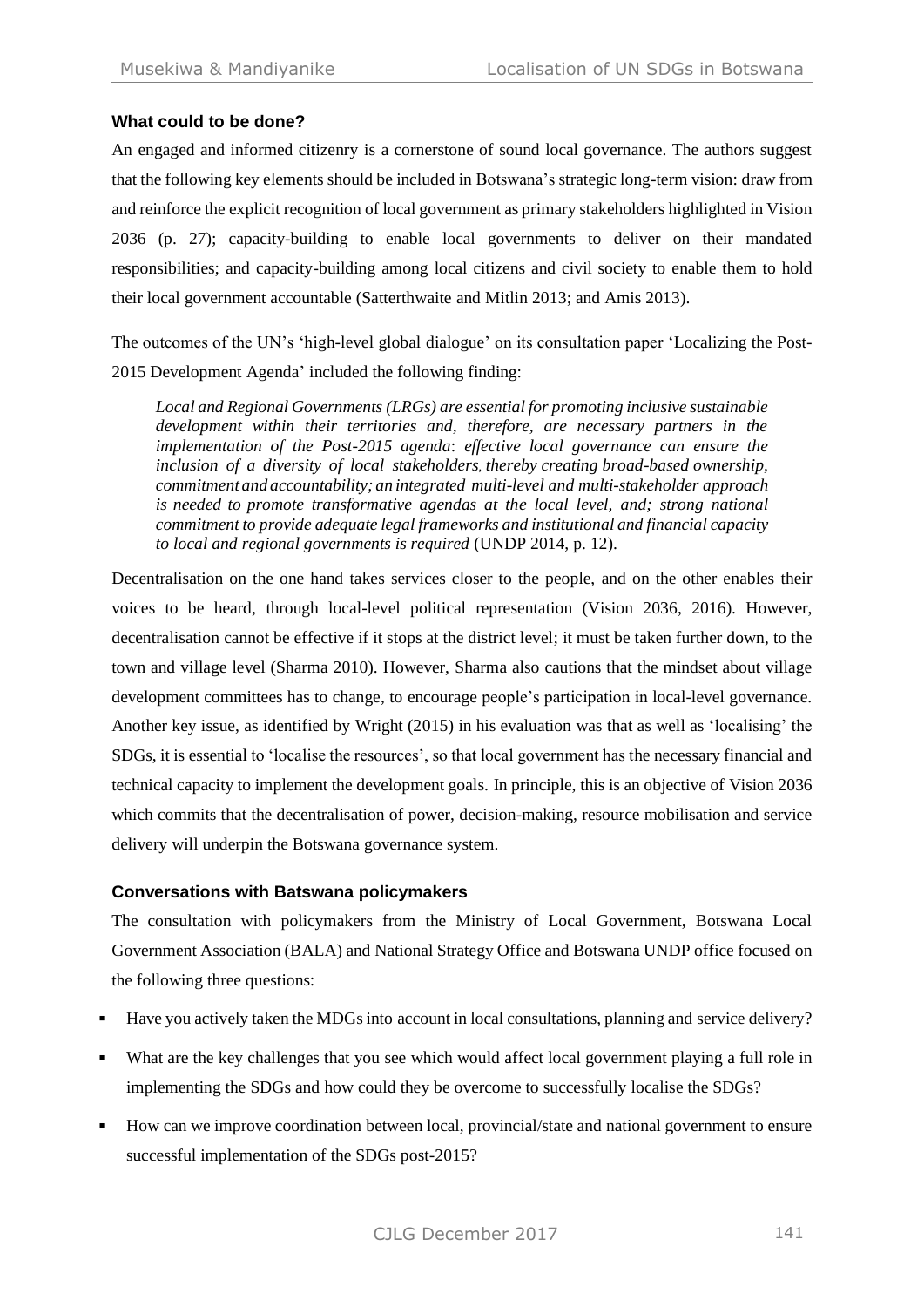### What could to be done?

An engaged and informed citizenry is a cornerstone of sound local governance. The authors suggest that the following key elements should be included in Botswana's strategic long-term vision: draw from and reinforce the explicit recognition of local government as primary stakeholders highlighted in Vision 2036 (p. 27); capacity-building to enable local governments to deliver on their mandated responsibilities; and capacity-building among local citizens and civil society to enable them to hold their local government accountable (Satterthwaite and Mitlin 2013; and Amis 2013).

The outcomes of the UN's 'high-level global dialogue' on its consultation paper 'Localizing the Post-2015 Development Agenda' included the following finding:

> *Local and Regional Governments (LRGs) are essential for promoting inclusive sustainable development within their territories and, therefore, are necessary partners in the implementation of the Post-2015 agenda: effective local governance can ensure the inclusion of a diversity of local stakeholders, thereby creating broad-based ownership, commitment and accountability; an integrated multi-level and multi-stakeholder approach is needed to promote transformative agendas at the local level, and; strong national commitment to provide adequate legal frameworks and institutional and financial capacity to local and regional governments is required* (UNDP 2014, p. 12).

Decentralisation on the one hand takes services closer to the people, and on the other enables their voices to be heard, through local-level political representation (Vision 2036, 2016). However, decentralisation cannot be effective if it stops at the district level; it must be taken further down, to the town and village level (Sharma 2010). However, Sharma also cautions that the mindset about village development committees has to change, to encourage people's participation in local-level governance. Another key issue, as identified by Wright (2015) in his evaluation was that as well as 'localising' the SDGs, it is essential to 'localise the resources', so that local government has the necessary financial and technical capacity to implement the development goals. In principle, this is an objective of Vision 2036 which commits that the decentralisation of power, decision-making, resource mobilisation and service delivery will underpin the Botswana governance system.

### Conversations with Batswana policymakers

The consultation with policymakers from the Ministry of Local Government, Botswana Local Government Association (BALA) and National Strategy Office and Botswana UNDP office focused on the following three questions:

- Have you actively taken the MDGs into account in local consultations, planning and service delivery?
- What are the key challenges that you see which would affect local government playing a full role in implementing the SDGs and how could they be overcome to successfully localise the SDGs?
- How can we improve coordination between local, provincial/state and national government to ensure successful implementation of the SDGs post-2015?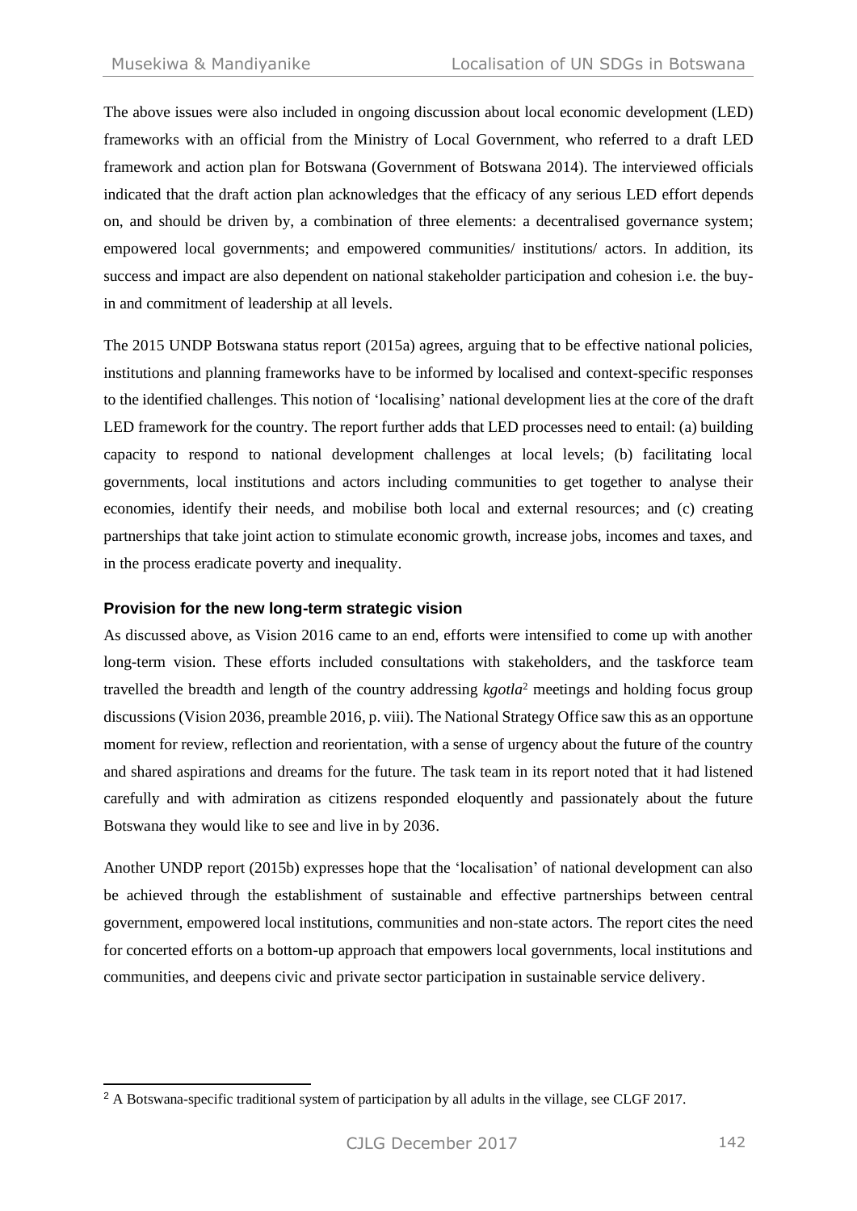The above issues were also included in ongoing discussion about local economic development (LED) frameworks with an official from the Ministry of Local Government, who referred to a draft LED framework and action plan for Botswana (Government of Botswana 2014). The interviewed officials indicated that the draft action plan acknowledges that the efficacy of any serious LED effort depends on, and should be driven by, a combination of three elements: a decentralised governance system; empowered local governments; and empowered communities/ institutions/ actors. In addition, its success and impact are also dependent on national stakeholder participation and cohesion i.e. the buy-in and commitment of leadership at all levels.

The 2015 UNDP Botswana status report (2015a) agrees, arguing that to be effective national policies, institutions and planning frameworks have to be informed by localised and context-specific responses to the identified challenges. This notion of 'localising' national development lies at the core of the draft LED framework for the country. The report further adds that LED processes need to entail: (a) building capacity to respond to national development challenges at local levels; (b) facilitating local governments, local institutions and actors including communities to get together to analyse their economies, identify their needs, and mobilise both local and external resources; and (c) creating partnerships that take joint action to stimulate economic growth, increase jobs, incomes and taxes, and in the process eradicate poverty and inequality.

### Provision for the new long-term strategic vision

As discussed above, as Vision 2016 came to an end, efforts were intensified to come up with another long-term vision. These efforts included consultations with stakeholders, and the taskforce team travelled the breadth and length of the country addressing *kgotla*[2] meetings and holding focus group discussions (Vision 2036, preamble 2016, p. viii). The National Strategy Office saw this as an opportune moment for review, reflection and reorientation, with a sense of urgency about the future of the country and shared aspirations and dreams for the future. The task team in its report noted that it had listened carefully and with admiration as citizens responded eloquently and passionately about the future Botswana they would like to see and live in by 2036.

Another UNDP report (2015b) expresses hope that the 'localisation' of national development can also be achieved through the establishment of sustainable and effective partnerships between central government, empowered local institutions, communities and non-state actors. The report cites the need for concerted efforts on a bottom-up approach that empowers local governments, local institutions and communities, and deepens civic and private sector participation in sustainable service delivery.

[2] A Botswana-specific traditional system of participation by all adults in the village, see CLGF 2017.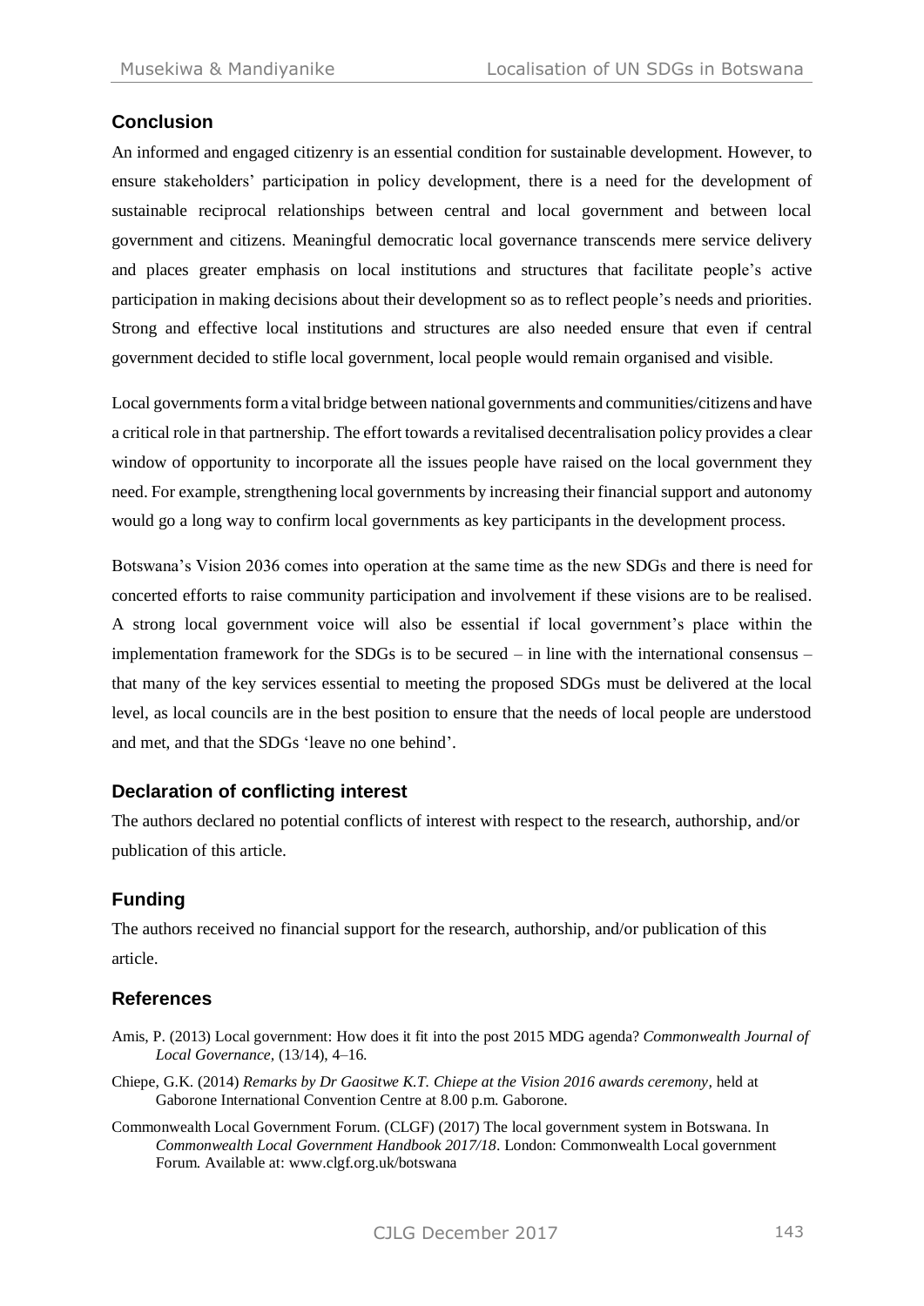## Conclusion

An informed and engaged citizenry is an essential condition for sustainable development. However, to ensure stakeholders' participation in policy development, there is a need for the development of sustainable reciprocal relationships between central and local government and between local government and citizens. Meaningful democratic local governance transcends mere service delivery and places greater emphasis on local institutions and structures that facilitate people's active participation in making decisions about their development so as to reflect people's needs and priorities. Strong and effective local institutions and structures are also needed ensure that even if central government decided to stifle local government, local people would remain organised and visible.

Local governments form a vital bridge between national governments and communities/citizens and have a critical role in that partnership. The effort towards a revitalised decentralisation policy provides a clear window of opportunity to incorporate all the issues people have raised on the local government they need. For example, strengthening local governments by increasing their financial support and autonomy would go a long way to confirm local governments as key participants in the development process.

Botswana's Vision 2036 comes into operation at the same time as the new SDGs and there is need for concerted efforts to raise community participation and involvement if these visions are to be realised. A strong local government voice will also be essential if local government's place within the implementation framework for the SDGs is to be secured – in line with the international consensus – that many of the key services essential to meeting the proposed SDGs must be delivered at the local level, as local councils are in the best position to ensure that the needs of local people are understood and met, and that the SDGs 'leave no one behind'.

## Declaration of conflicting interest

The authors declared no potential conflicts of interest with respect to the research, authorship, and/or publication of this article.

## Funding

The authors received no financial support for the research, authorship, and/or publication of this article.

## References

Amis, P. (2013) Local government: How does it fit into the post 2015 MDG agenda? *Commonwealth Journal of Local Governance*, (13/14), 4–16.

Chiepe, G.K. (2014) *Remarks by Dr Gaositwe K.T. Chiepe at the Vision 2016 awards ceremony*, held at Gaborone International Convention Centre at 8.00 p.m. Gaborone.

Commonwealth Local Government Forum. (CLGF) (2017) The local government system in Botswana. In *Commonwealth Local Government Handbook 2017/18*. London: Commonwealth Local government Forum. Available at: www.clgf.org.uk/botswana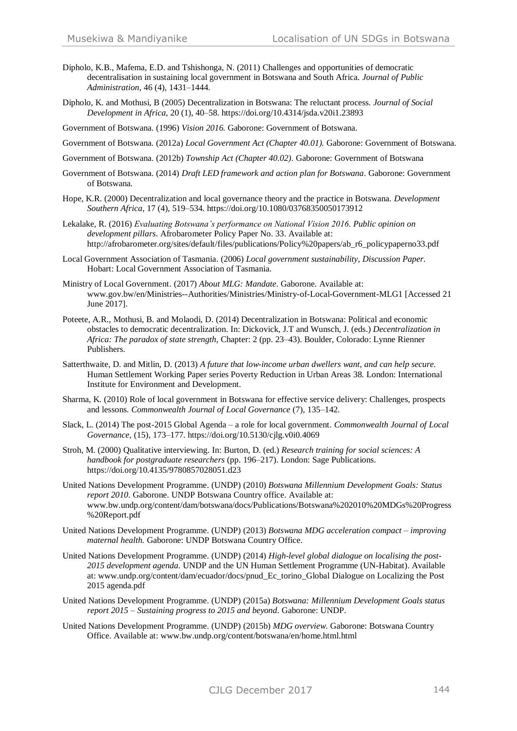Dipholo, K.B., Mafema, E.D. and Tshishonga, N. (2011) Challenges and opportunities of democratic decentralisation in sustaining local government in Botswana and South Africa. *Journal of Public Administration*, 46 (4), 1431–1444.

Dipholo, K. and Mothusi, B (2005) Decentralization in Botswana: The reluctant process. *Journal of Social Development in Africa,* 20 (1), 40–58. https://doi.org/10.4314/jsda.v20i1.23893

Government of Botswana. (1996) *Vision 2016.* Gaborone: Government of Botswana.

Government of Botswana. (2012a) *Local Government Act (Chapter 40.01).* Gaborone: Government of Botswana.

Government of Botswana. (2012b) *Township Act (Chapter 40.02).* Gaborone: Government of Botswana

Government of Botswana. (2014) *Draft LED framework and action plan for Botswana*. Gaborone: Government of Botswana.

Hope, K.R. (2000) Decentralization and local governance theory and the practice in Botswana. *Development Southern Africa,* 17 (4), 519–534. https://doi.org/10.1080/03768350050173912

Lekalake, R. (2016) *Evaluating Botswana's performance on National Vision 2016. Public opinion on development pillars*. Afrobarometer Policy Paper No. 33. Available at: http://afrobarometer.org/sites/default/files/publications/Policy%20papers/ab_r6_policypaperno33.pdf

Local Government Association of Tasmania. (2006) *Local government sustainability, Discussion Paper.* Hobart: Local Government Association of Tasmania.

Ministry of Local Government. (2017) *About MLG: Mandate*. Gaborone. Available at: www.gov.bw/en/Ministries--Authorities/Ministries/Ministry-of-Local-Government-MLG1 [Accessed 21 June 2017].

Poteete, A.R., Mothusi, B. and Molaodi, D. (2014) Decentralization in Botswana: Political and economic obstacles to democratic decentralization. In: Dickovick, J.T and Wunsch, J. (eds.) *Decentralization in Africa: The paradox of state strength,* Chapter: 2 (pp. 23–43). Boulder, Colorado: Lynne Rienner Publishers.

Satterthwaite, D. and Mitlin, D. (2013) *A future that low-income urban dwellers want, and can help secure.* Human Settlement Working Paper series Poverty Reduction in Urban Areas 38. London: International Institute for Environment and Development.

Sharma, K. (2010) Role of local government in Botswana for effective service delivery: Challenges, prospects and lessons. *Commonwealth Journal of Local Governance* (7), 135–142.

Slack, L. (2014) The post-2015 Global Agenda – a role for local government. *Commonwealth Journal of Local Governance,* (15), 173–177. https://doi.org/10.5130/cjlg.v0i0.4069

Stroh, M. (2000) Qualitative interviewing. In: Burton, D. (ed.) *Research training for social sciences: A handbook for postgraduate researchers* (pp. 196–217). London: Sage Publications. https://doi.org/10.4135/9780857028051.d23

United Nations Development Programme. (UNDP) (2010) *Botswana Millennium Development Goals: Status report 2010*. Gaborone. UNDP Botswana Country office. Available at: www.bw.undp.org/content/dam/botswana/docs/Publications/Botswana%202010%20MDGs%20Progress%20Report.pdf

United Nations Development Programme. (UNDP) (2013) *Botswana MDG acceleration compact – improving maternal health.* Gaborone: UNDP Botswana Country Office.

United Nations Development Programme. (UNDP) (2014) *High-level global dialogue on localising the post-2015 development agenda.* UNDP and the UN Human Settlement Programme (UN-Habitat). Available at: www.undp.org/content/dam/ecuador/docs/pnud_Ec_torino_Global Dialogue on Localizing the Post 2015 agenda.pdf

United Nations Development Programme. (UNDP) (2015a) *Botswana: Millennium Development Goals status report 2015 – Sustaining progress to 2015 and beyond*. Gaborone: UNDP.

United Nations Development Programme. (UNDP) (2015b) *MDG overview.* Gaborone: Botswana Country Office. Available at: www.bw.undp.org/content/botswana/en/home.html.html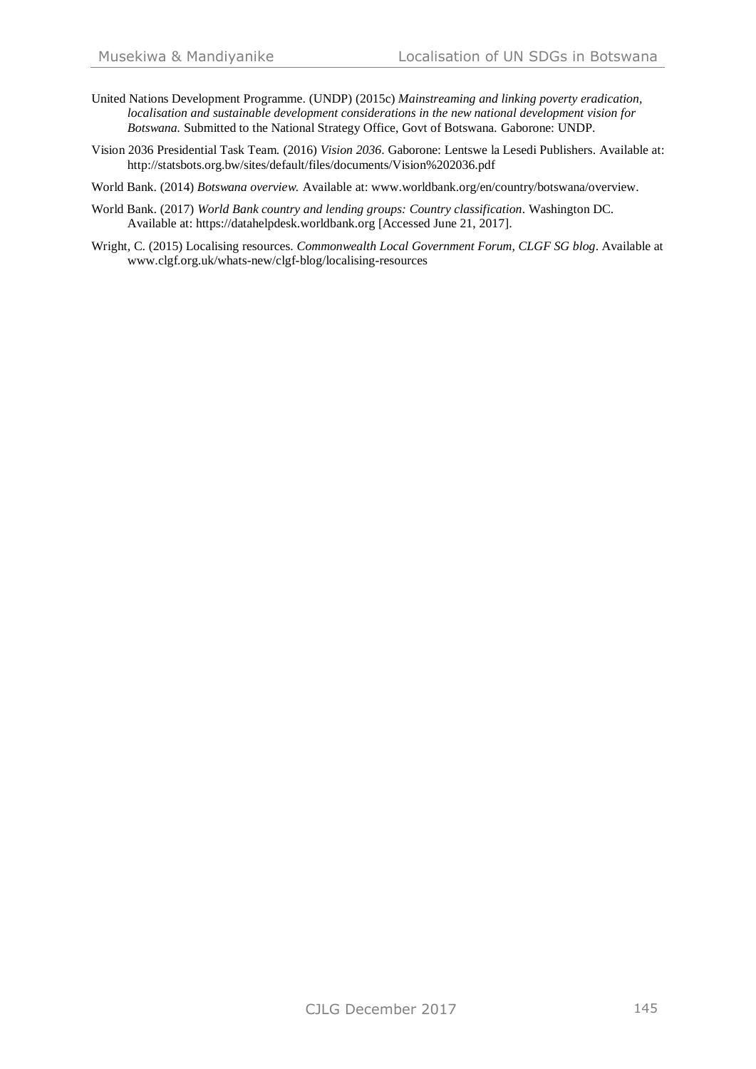United Nations Development Programme. (UNDP) (2015c) *Mainstreaming and linking poverty eradication, localisation and sustainable development considerations in the new national development vision for Botswana.* Submitted to the National Strategy Office, Govt of Botswana. Gaborone: UNDP.

Vision 2036 Presidential Task Team. (2016) *Vision 2036*. Gaborone: Lentswe la Lesedi Publishers. Available at: http://statsbots.org.bw/sites/default/files/documents/Vision%202036.pdf

World Bank. (2014) *Botswana overview.* Available at: www.worldbank.org/en/country/botswana/overview.

World Bank. (2017) *World Bank country and lending groups: Country classification*. Washington DC. Available at: https://datahelpdesk.worldbank.org [Accessed June 21, 2017].

Wright, C. (2015) Localising resources. *Commonwealth Local Government Forum, CLGF SG blog*. Available at www.clgf.org.uk/whats-new/clgf-blog/localising-resources